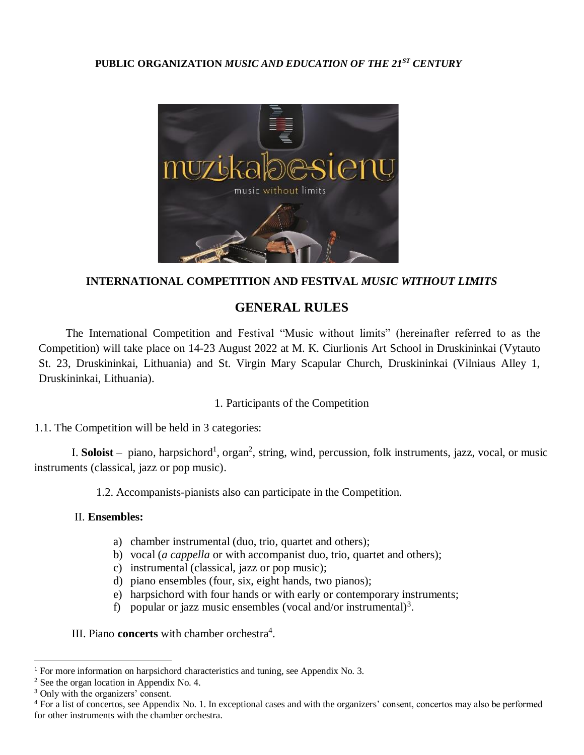**PUBLIC ORGANIZATION** ***MUSIC AND EDUCATION OF THE 21ST CENTURY***

**INTERNATIONAL COMPETITION AND FESTIVAL** ***MUSIC WITHOUT LIMITS***

# GENERAL RULES

The International Competition and Festival "Music without limits" (hereinafter referred to as the Competition) will take place on 14-23 August 2022 at M. K. Ciurlionis Art School in Druskininkai (Vytauto St. 23, Druskininkai, Lithuania) and St. Virgin Mary Scapular Church, Druskininkai (Vilniaus Alley 1, Druskininkai, Lithuania).

1. Participants of the Competition

1.1. The Competition will be held in 3 categories:

I. **Soloist** – piano, harpsichord[1], organ[2], string, wind, percussion, folk instruments, jazz, vocal, or music instruments (classical, jazz or pop music).

1.2. Accompanists-pianists also can participate in the Competition.

II. **Ensembles:**

a) chamber instrumental (duo, trio, quartet and others);
b) vocal (*a cappella* or with accompanist duo, trio, quartet and others);
c) instrumental (classical, jazz or pop music);
d) piano ensembles (four, six, eight hands, two pianos);
e) harpsichord with four hands or with early or contemporary instruments;
f) popular or jazz music ensembles (vocal and/or instrumental)[3].

III. Piano **concerts** with chamber orchestra[4].

---

[1] For more information on harpsichord characteristics and tuning, see Appendix No. 3.

[2] See the organ location in Appendix No. 4.

[3] Only with the organizers' consent.

[4] For a list of concertos, see Appendix No. 1. In exceptional cases and with the organizers' consent, concertos may also be performed for other instruments with the chamber orchestra.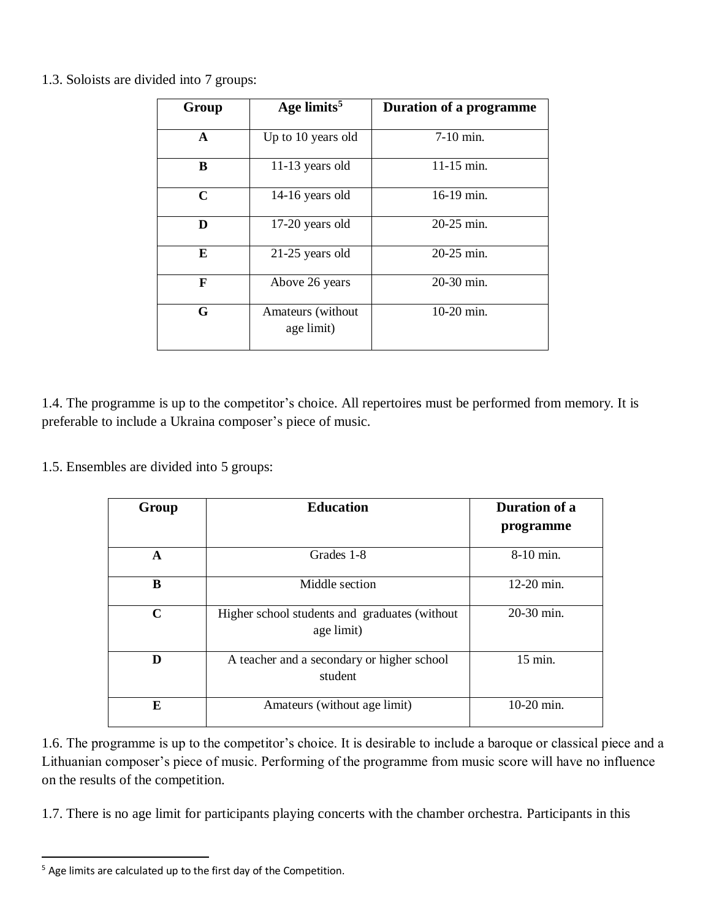1.3. Soloists are divided into 7 groups:

| Group | Age limits[5] | Duration of a programme |
|---|---|---|
| **A** | Up to 10 years old | 7-10 min. |
| **B** | 11-13 years old | 11-15 min. |
| **C** | 14-16 years old | 16-19 min. |
| **D** | 17-20 years old | 20-25 min. |
| **E** | 21-25 years old | 20-25 min. |
| **F** | Above 26 years | 20-30 min. |
| **G** | Amateurs (without age limit) | 10-20 min. |

1.4. The programme is up to the competitor's choice. All repertoires must be performed from memory. It is preferable to include a Ukraina composer's piece of music.

1.5. Ensembles are divided into 5 groups:

| Group | Education | Duration of a programme |
|---|---|---|
| **A** | Grades 1-8 | 8-10 min. |
| **B** | Middle section | 12-20 min. |
| **C** | Higher school students and graduates (without age limit) | 20-30 min. |
| **D** | A teacher and a secondary or higher school student | 15 min. |
| **E** | Amateurs (without age limit) | 10-20 min. |

1.6. The programme is up to the competitor's choice. It is desirable to include a baroque or classical piece and a Lithuanian composer's piece of music. Performing of the programme from music score will have no influence on the results of the competition.

1.7. There is no age limit for participants playing concerts with the chamber orchestra. Participants in this

[5] Age limits are calculated up to the first day of the Competition.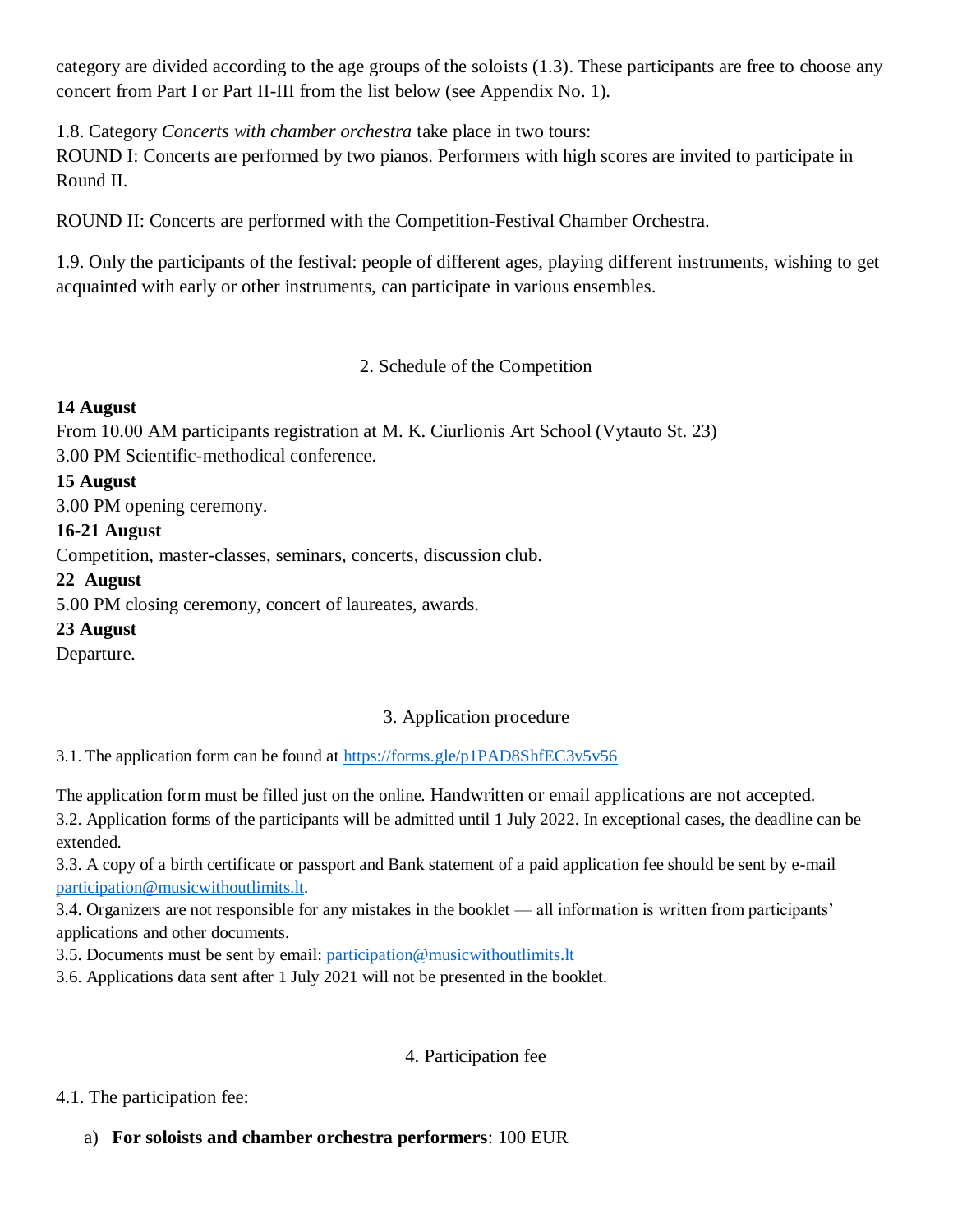category are divided according to the age groups of the soloists (1.3). These participants are free to choose any concert from Part I or Part II-III from the list below (see Appendix No. 1).

1.8. Category *Concerts with chamber orchestra* take place in two tours:
ROUND I: Concerts are performed by two pianos. Performers with high scores are invited to participate in Round II.

ROUND II: Concerts are performed with the Competition-Festival Chamber Orchestra.

1.9. Only the participants of the festival: people of different ages, playing different instruments, wishing to get acquainted with early or other instruments, can participate in various ensembles.

## 2. Schedule of the Competition

**14 August**
From 10.00 AM participants registration at M. K. Ciurlionis Art School (Vytauto St. 23)
3.00 PM Scientific-methodical conference.

**15 August**
3.00 PM opening ceremony.

**16-21 August**
Competition, master-classes, seminars, concerts, discussion club.

**22 August**
5.00 PM closing ceremony, concert of laureates, awards.

**23 August**
Departure.

## 3. Application procedure

3.1. The application form can be found at https://forms.gle/p1PAD8ShfEC3v5v56

The application form must be filled just on the online. Handwritten or email applications are not accepted.
3.2. Application forms of the participants will be admitted until 1 July 2022. In exceptional cases, the deadline can be extended.
3.3. A copy of a birth certificate or passport and Bank statement of a paid application fee should be sent by e-mail participation@musicwithoutlimits.lt.
3.4. Organizers are not responsible for any mistakes in the booklet — all information is written from participants' applications and other documents.
3.5. Documents must be sent by email: participation@musicwithoutlimits.lt
3.6. Applications data sent after 1 July 2021 will not be presented in the booklet.

## 4. Participation fee

4.1. The participation fee:

a) **For soloists and chamber orchestra performers**: 100 EUR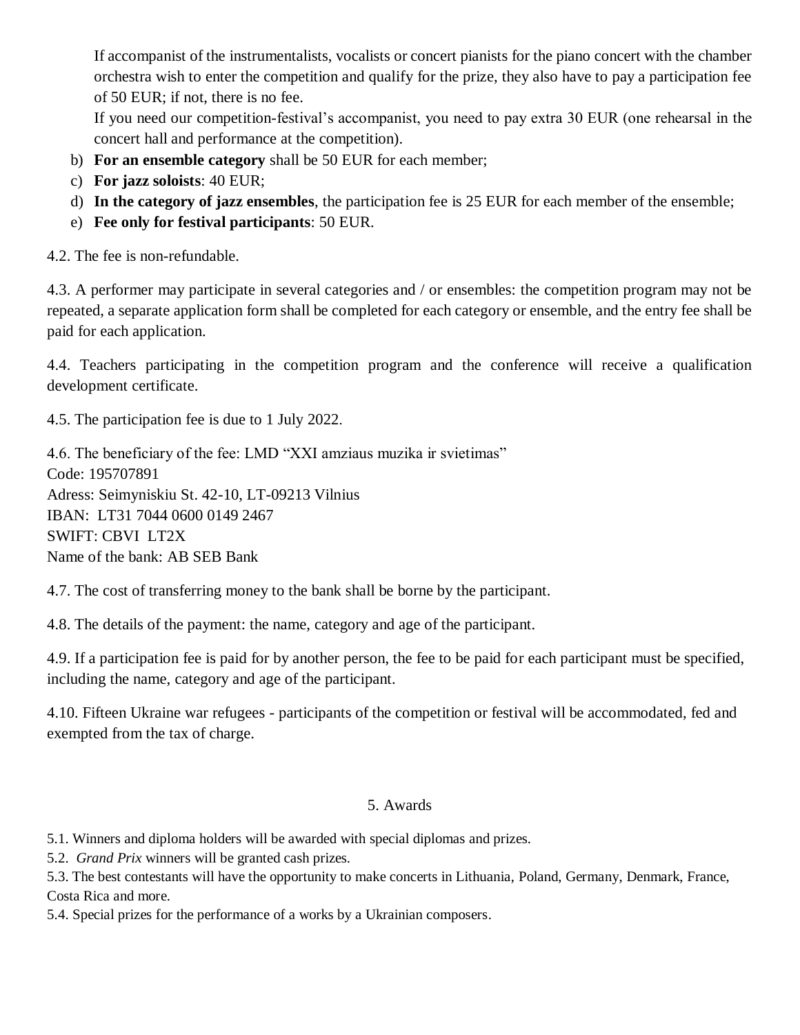If accompanist of the instrumentalists, vocalists or concert pianists for the piano concert with the chamber orchestra wish to enter the competition and qualify for the prize, they also have to pay a participation fee of 50 EUR; if not, there is no fee.

If you need our competition-festival's accompanist, you need to pay extra 30 EUR (one rehearsal in the concert hall and performance at the competition).

b) **For an ensemble category** shall be 50 EUR for each member;

c) **For jazz soloists**: 40 EUR;

d) **In the category of jazz ensembles**, the participation fee is 25 EUR for each member of the ensemble;

e) **Fee only for festival participants**: 50 EUR.

4.2. The fee is non-refundable.

4.3. A performer may participate in several categories and / or ensembles: the competition program may not be repeated, a separate application form shall be completed for each category or ensemble, and the entry fee shall be paid for each application.

4.4. Teachers participating in the competition program and the conference will receive a qualification development certificate.

4.5. The participation fee is due to 1 July 2022.

4.6. The beneficiary of the fee: LMD "XXI amziaus muzika ir svietimas"
Code: 195707891
Adress: Seimyniskiu St. 42-10, LT-09213 Vilnius
IBAN: LT31 7044 0600 0149 2467
SWIFT: CBVI LT2X
Name of the bank: AB SEB Bank

4.7. The cost of transferring money to the bank shall be borne by the participant.

4.8. The details of the payment: the name, category and age of the participant.

4.9. If a participation fee is paid for by another person, the fee to be paid for each participant must be specified, including the name, category and age of the participant.

4.10. Fifteen Ukraine war refugees - participants of the competition or festival will be accommodated, fed and exempted from the tax of charge.

## 5. Awards

5.1. Winners and diploma holders will be awarded with special diplomas and prizes.

5.2. *Grand Prix* winners will be granted cash prizes.

5.3. The best contestants will have the opportunity to make concerts in Lithuania, Poland, Germany, Denmark, France, Costa Rica and more.

5.4. Special prizes for the performance of a works by a Ukrainian composers.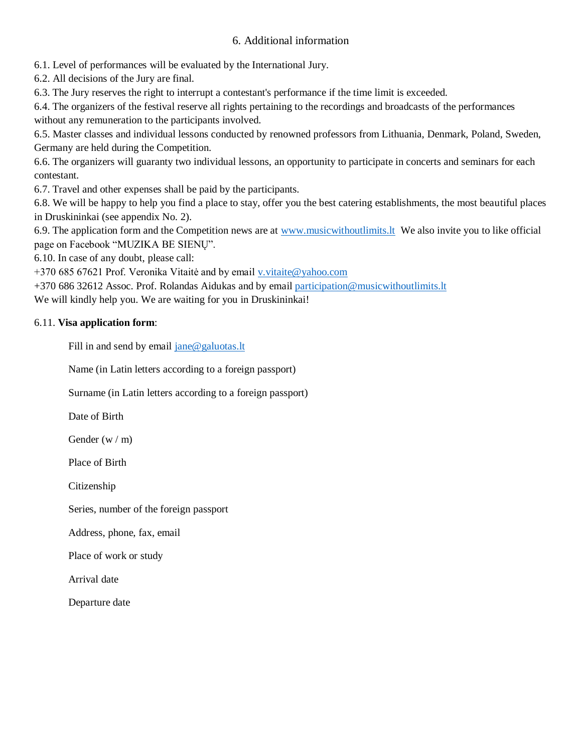## 6. Additional information

6.1. Level of performances will be evaluated by the International Jury.
6.2. All decisions of the Jury are final.
6.3. The Jury reserves the right to interrupt a contestant's performance if the time limit is exceeded.
6.4. The organizers of the festival reserve all rights pertaining to the recordings and broadcasts of the performances without any remuneration to the participants involved.
6.5. Master classes and individual lessons conducted by renowned professors from Lithuania, Denmark, Poland, Sweden, Germany are held during the Competition.
6.6. The organizers will guaranty two individual lessons, an opportunity to participate in concerts and seminars for each contestant.
6.7. Travel and other expenses shall be paid by the participants.
6.8. We will be happy to help you find a place to stay, offer you the best catering establishments, the most beautiful places in Druskininkai (see appendix No. 2).
6.9. The application form and the Competition news are at www.musicwithoutlimits.lt We also invite you to like official page on Facebook "MUZIKA BE SIENŲ".
6.10. In case of any doubt, please call:
+370 685 67621 Prof. Veronika Vitaitė and by email v.vitaite@yahoo.com
+370 686 32612 Assoc. Prof. Rolandas Aidukas and by email participation@musicwithoutlimits.lt
We will kindly help you. We are waiting for you in Druskininkai!

6.11. **Visa application form**:

Fill in and send by email jane@galuotas.lt

Name (in Latin letters according to a foreign passport)

Surname (in Latin letters according to a foreign passport)

Date of Birth

Gender (w / m)

Place of Birth

Citizenship

Series, number of the foreign passport

Address, phone, fax, email

Place of work or study

Arrival date

Departure date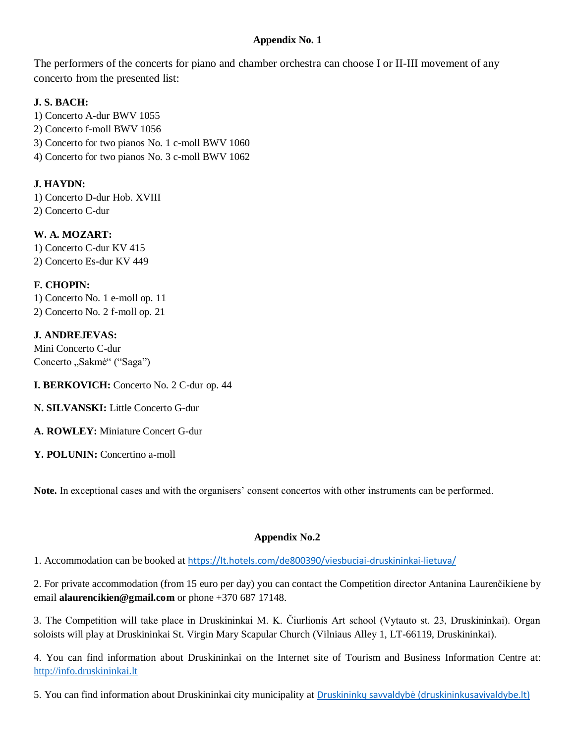## Appendix No. 1

The performers of the concerts for piano and chamber orchestra can choose I or II-III movement of any concerto from the presented list:

**J. S. BACH:**
1) Concerto A-dur BWV 1055
2) Concerto f-moll BWV 1056
3) Concerto for two pianos No. 1 c-moll BWV 1060
4) Concerto for two pianos No. 3 c-moll BWV 1062

**J. HAYDN:**
1) Concerto D-dur Hob. XVIII
2) Concerto C-dur

**W. A. MOZART:**
1) Concerto C-dur KV 415
2) Concerto Es-dur KV 449

**F. CHOPIN:**
1) Concerto No. 1 e-moll op. 11
2) Concerto No. 2 f-moll op. 21

**J. ANDREJEVAS:**
Mini Concerto C-dur
Concerto „Sakmė“ (“Saga”)

**I. BERKOVICH:** Concerto No. 2 C-dur op. 44

**N. SILVANSKI:** Little Concerto G-dur

**A. ROWLEY:** Miniature Concert G-dur

**Y. POLUNIN:** Concertino a-moll

**Note.** In exceptional cases and with the organisers’ consent concertos with other instruments can be performed.

## Appendix No.2

1. Accommodation can be booked at https://lt.hotels.com/de800390/viesbuciai-druskininkai-lietuva/

2. For private accommodation (from 15 euro per day) you can contact the Competition director Antanina Laurenčikiene by email **alaurencikien@gmail.com** or phone +370 687 17148.

3. The Competition will take place in Druskininkai M. K. Čiurlionis Art school (Vytauto st. 23, Druskininkai). Organ soloists will play at Druskininkai St. Virgin Mary Scapular Church (Vilniaus Alley 1, LT-66119, Druskininkai).

4. You can find information about Druskininkai on the Internet site of Tourism and Business Information Centre at: http://info.druskininkai.lt

5. You can find information about Druskininkai city municipality at Druskininkų savvaldybė (druskininkusavivaldybe.lt)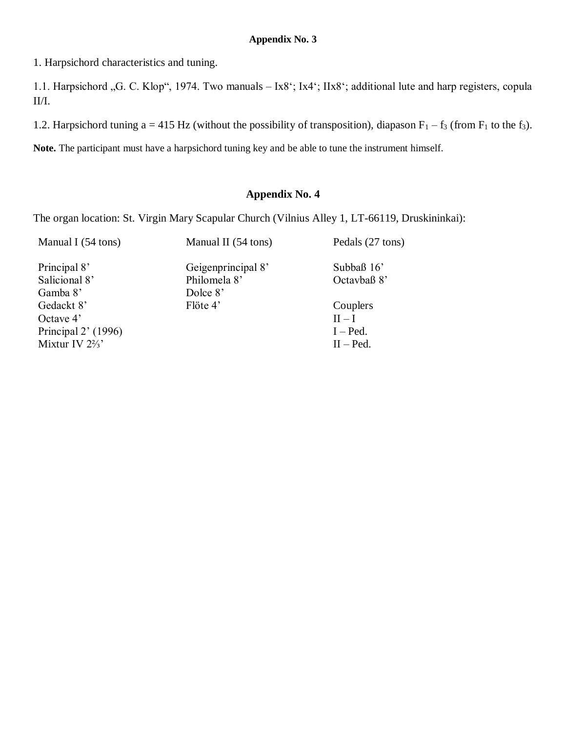**Appendix No. 3**

1. Harpsichord characteristics and tuning.

1.1. Harpsichord „G. C. Klop“, 1974. Two manuals – Ix8‘; Ix4‘; IIx8‘; additional lute and harp registers, copula II/I.

1.2. Harpsichord tuning a = 415 Hz (without the possibility of transposition), diapason $F_1$ – $f_3$ (from $F_1$ to the $f_3$).

**Note.** The participant must have a harpsichord tuning key and be able to tune the instrument himself.

**Appendix No. 4**

The organ location: St. Virgin Mary Scapular Church (Vilnius Alley 1, LT-66119, Druskininkai):

| Manual I (54 tons) | Manual II (54 tons) | Pedals (27 tons) |
|---|---|---|
| Principal 8’ | Geigenprincipal 8’ | Subbaß 16’ |
| Salicional 8’ | Philomela 8’ | Octavbaß 8’ |
| Gamba 8’ | Dolce 8’ | |
| Gedackt 8’ | Flöte 4’ | Couplers |
| Octave 4’ | | II – I |
| Principal 2’ (1996) | | I – Ped. |
| Mixtur IV 2⅔’ | | II – Ped. |